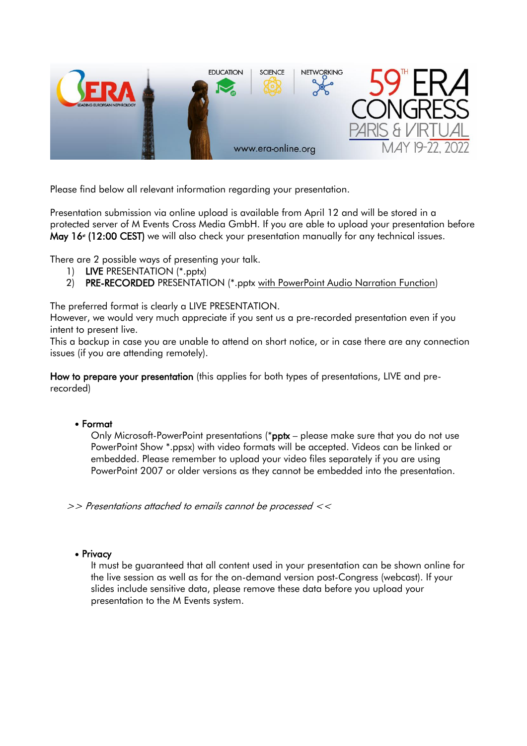Please find below all relevant information regarding your presentation.

Presentation submission via online upload is available from April 12 and will be stored in a protected server of M Events Cross Media GmbH. If you are able to upload your presentation before **May 16th (12:00 CEST)** we will also check your presentation manually for any technical issues.

There are 2 possible ways of presenting your talk.

1) **LIVE** PRESENTATION (*.pptx)
2) **PRE-RECORDED** PRESENTATION (*.pptx with PowerPoint Audio Narration Function)

The preferred format is clearly a LIVE PRESENTATION.
However, we would very much appreciate if you sent us a pre-recorded presentation even if you intent to present live.
This a backup in case you are unable to attend on short notice, or in case there are any connection issues (if you are attending remotely).

**How to prepare your presentation** (this applies for both types of presentations, LIVE and pre-recorded)

- **Format**
  Only Microsoft-PowerPoint presentations (***pptx** – please make sure that you do not use PowerPoint Show *.ppsx) with video formats will be accepted. Videos can be linked or embedded. Please remember to upload your video files separately if you are using PowerPoint 2007 or older versions as they cannot be embedded into the presentation.

*>> Presentations attached to emails cannot be processed <<*

- **Privacy**
  It must be guaranteed that all content used in your presentation can be shown online for the live session as well as for the on-demand version post-Congress (webcast). If your slides include sensitive data, please remove these data before you upload your presentation to the M Events system.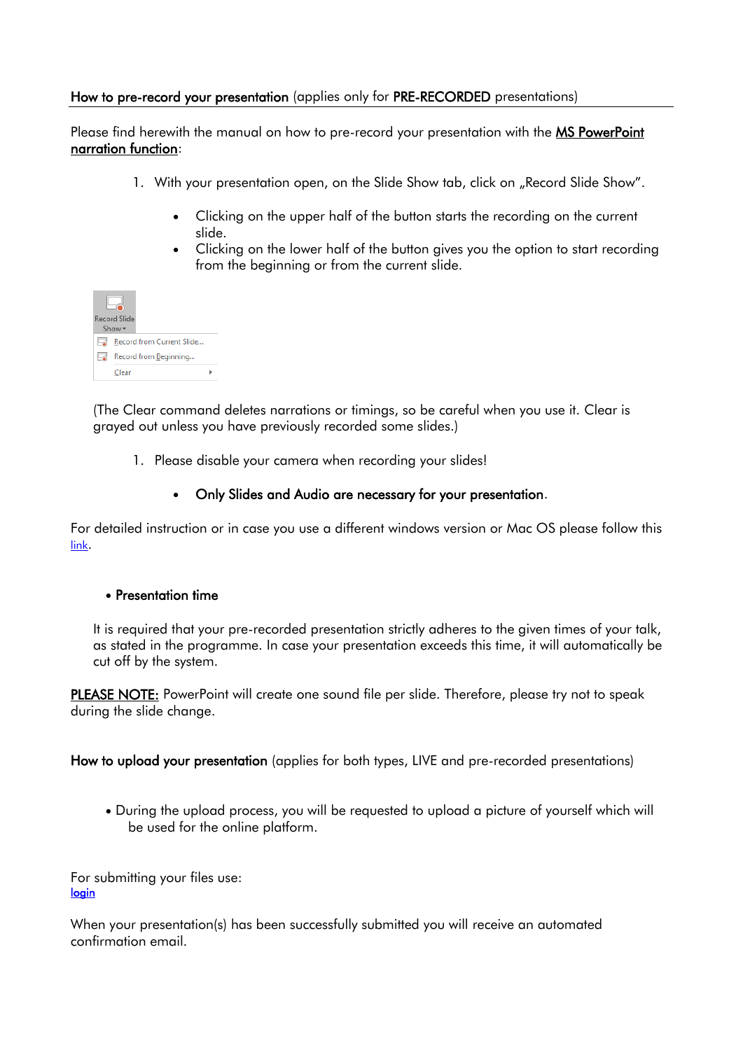**How to pre-record your presentation** (applies only for **PRE-RECORDED** presentations)

Please find herewith the manual on how to pre-record your presentation with the **MS PowerPoint narration function**:

1. With your presentation open, on the Slide Show tab, click on „Record Slide Show".

   - Clicking on the upper half of the button starts the recording on the current slide.
   - Clicking on the lower half of the button gives you the option to start recording from the beginning or from the current slide.

(The Clear command deletes narrations or timings, so be careful when you use it. Clear is grayed out unless you have previously recorded some slides.)

1. Please disable your camera when recording your slides!

   - **Only Slides and Audio are necessary for your presentation**.

For detailed instruction or in case you use a different windows version or Mac OS please follow this link.

- **Presentation time**

It is required that your pre-recorded presentation strictly adheres to the given times of your talk, as stated in the programme. In case your presentation exceeds this time, it will automatically be cut off by the system.

PLEASE NOTE: PowerPoint will create one sound file per slide. Therefore, please try not to speak during the slide change.

**How to upload your presentation** (applies for both types, LIVE and pre-recorded presentations)

- During the upload process, you will be requested to upload a picture of yourself which will be used for the online platform.

For submitting your files use:
login

When your presentation(s) has been successfully submitted you will receive an automated confirmation email.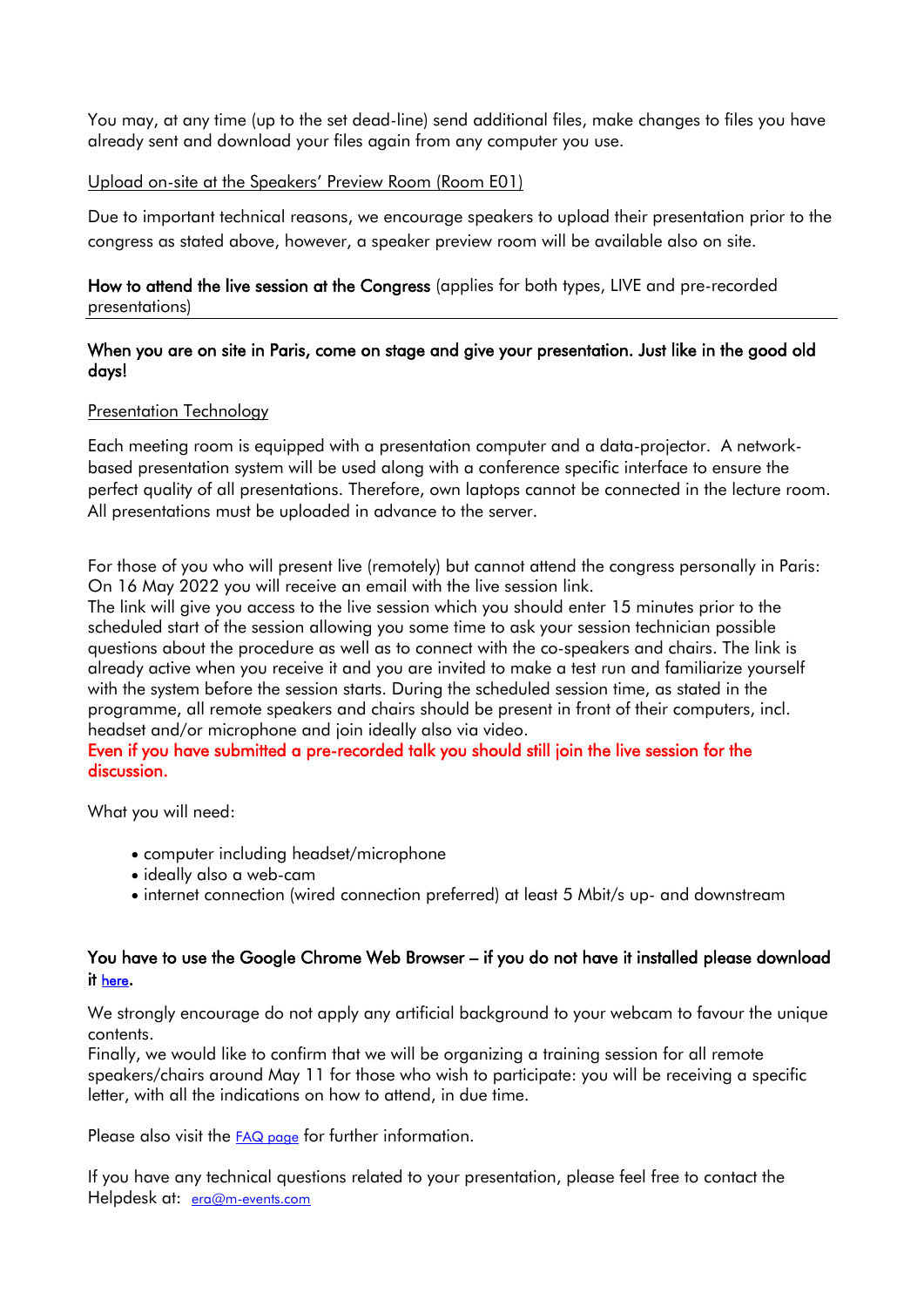You may, at any time (up to the set dead-line) send additional files, make changes to files you have already sent and download your files again from any computer you use.

Upload on-site at the Speakers' Preview Room (Room E01)

Due to important technical reasons, we encourage speakers to upload their presentation prior to the congress as stated above, however, a speaker preview room will be available also on site.

## How to attend the live session at the Congress (applies for both types, LIVE and pre-recorded presentations)

**When you are on site in Paris, come on stage and give your presentation. Just like in the good old days!**

Presentation Technology

Each meeting room is equipped with a presentation computer and a data-projector. A network-based presentation system will be used along with a conference specific interface to ensure the perfect quality of all presentations. Therefore, own laptops cannot be connected in the lecture room. All presentations must be uploaded in advance to the server.

For those of you who will present live (remotely) but cannot attend the congress personally in Paris: On 16 May 2022 you will receive an email with the live session link.
The link will give you access to the live session which you should enter 15 minutes prior to the scheduled start of the session allowing you some time to ask your session technician possible questions about the procedure as well as to connect with the co-speakers and chairs. The link is already active when you receive it and you are invited to make a test run and familiarize yourself with the system before the session starts. During the scheduled session time, as stated in the programme, all remote speakers and chairs should be present in front of their computers, incl. headset and/or microphone and join ideally also via video.
**Even if you have submitted a pre-recorded talk you should still join the live session for the discussion.**

What you will need:

- computer including headset/microphone
- ideally also a web-cam
- internet connection (wired connection preferred) at least 5 Mbit/s up- and downstream

**You have to use the Google Chrome Web Browser – if you do not have it installed please download it here.**

We strongly encourage do not apply any artificial background to your webcam to favour the unique contents.
Finally, we would like to confirm that we will be organizing a training session for all remote speakers/chairs around May 11 for those who wish to participate: you will be receiving a specific letter, with all the indications on how to attend, in due time.

Please also visit the FAQ page for further information.

If you have any technical questions related to your presentation, please feel free to contact the Helpdesk at: era@m-events.com